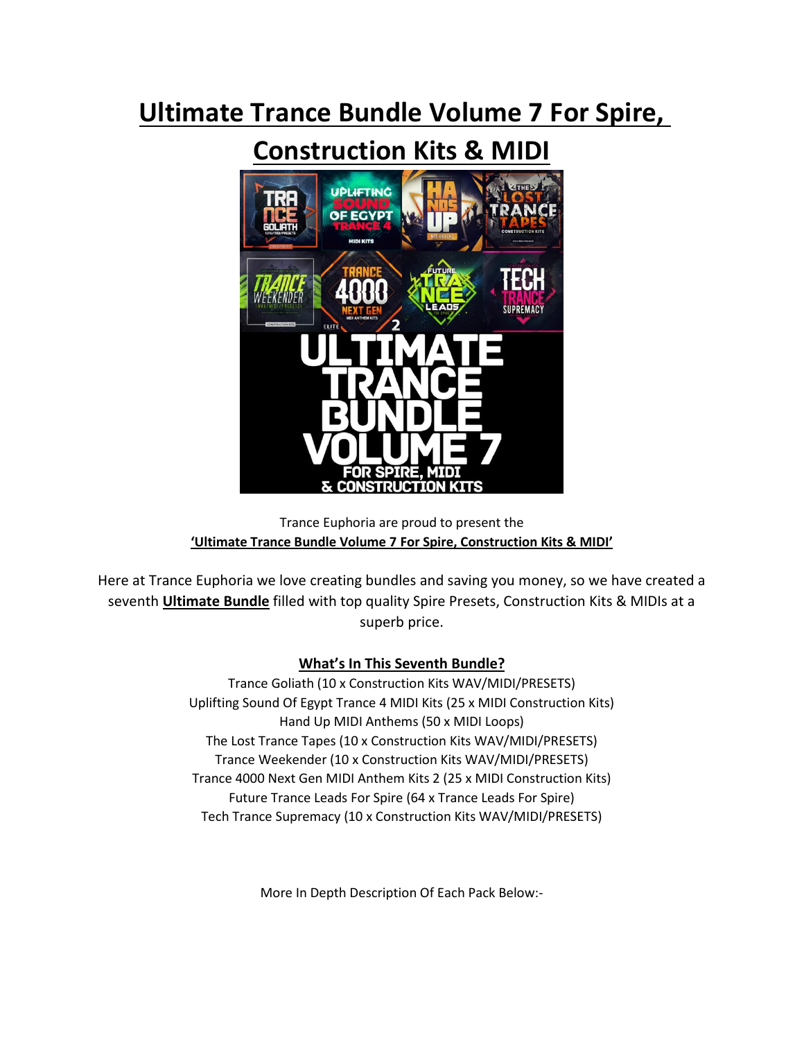# Ultimate Trance Bundle Volume 7 For Spire, Construction Kits & MIDI

Trance Euphoria are proud to present the
**'Ultimate Trance Bundle Volume 7 For Spire, Construction Kits & MIDI'**

Here at Trance Euphoria we love creating bundles and saving you money, so we have created a seventh **Ultimate Bundle** filled with top quality Spire Presets, Construction Kits & MIDIs at a superb price.

**What's In This Seventh Bundle?**

Trance Goliath (10 x Construction Kits WAV/MIDI/PRESETS)
Uplifting Sound Of Egypt Trance 4 MIDI Kits (25 x MIDI Construction Kits)
Hand Up MIDI Anthems (50 x MIDI Loops)
The Lost Trance Tapes (10 x Construction Kits WAV/MIDI/PRESETS)
Trance Weekender (10 x Construction Kits WAV/MIDI/PRESETS)
Trance 4000 Next Gen MIDI Anthem Kits 2 (25 x MIDI Construction Kits)
Future Trance Leads For Spire (64 x Trance Leads For Spire)
Tech Trance Supremacy (10 x Construction Kits WAV/MIDI/PRESETS)

More In Depth Description Of Each Pack Below:-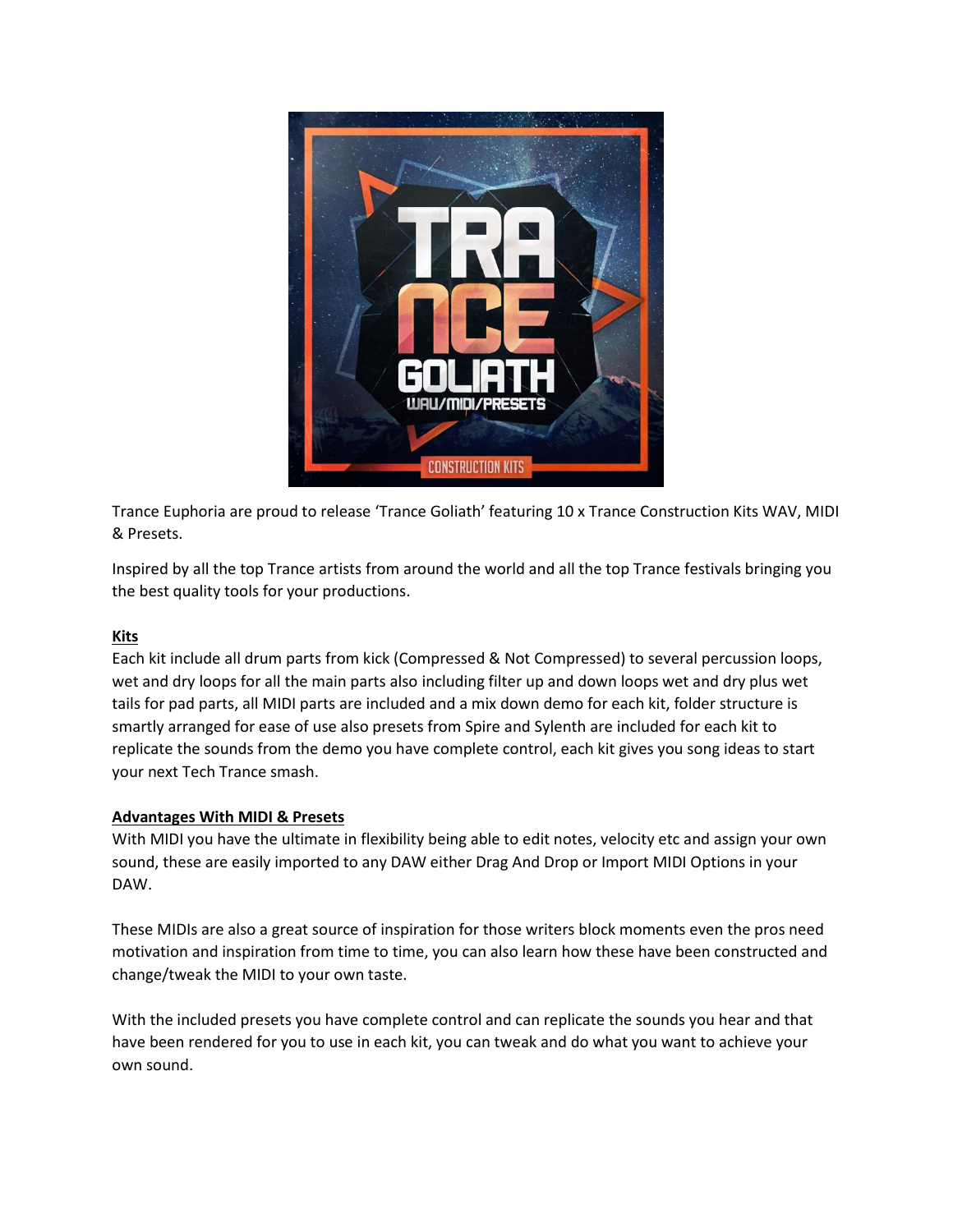Trance Euphoria are proud to release 'Trance Goliath' featuring 10 x Trance Construction Kits WAV, MIDI & Presets.

Inspired by all the top Trance artists from around the world and all the top Trance festivals bringing you the best quality tools for your productions.

**Kits**

Each kit include all drum parts from kick (Compressed & Not Compressed) to several percussion loops, wet and dry loops for all the main parts also including filter up and down loops wet and dry plus wet tails for pad parts, all MIDI parts are included and a mix down demo for each kit, folder structure is smartly arranged for ease of use also presets from Spire and Sylenth are included for each kit to replicate the sounds from the demo you have complete control, each kit gives you song ideas to start your next Tech Trance smash.

**Advantages With MIDI & Presets**

With MIDI you have the ultimate in flexibility being able to edit notes, velocity etc and assign your own sound, these are easily imported to any DAW either Drag And Drop or Import MIDI Options in your DAW.

These MIDIs are also a great source of inspiration for those writers block moments even the pros need motivation and inspiration from time to time, you can also learn how these have been constructed and change/tweak the MIDI to your own taste.

With the included presets you have complete control and can replicate the sounds you hear and that have been rendered for you to use in each kit, you can tweak and do what you want to achieve your own sound.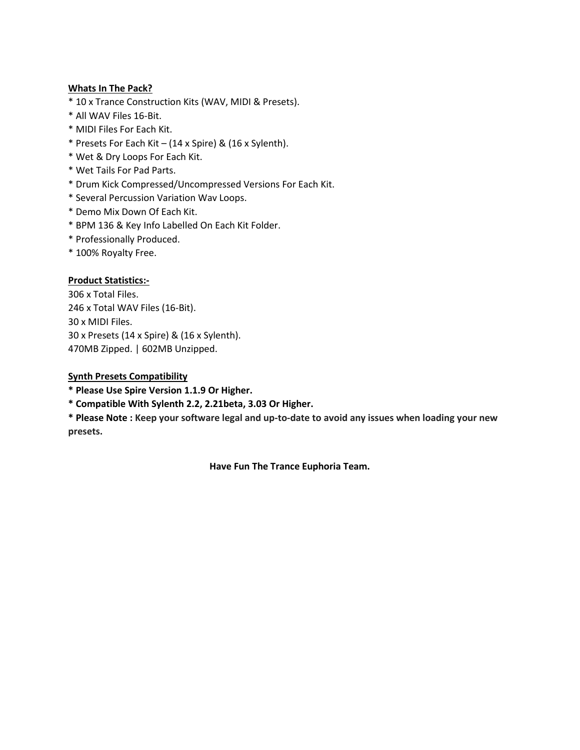**<u>Whats In The Pack?</u>**

* 10 x Trance Construction Kits (WAV, MIDI & Presets).
* All WAV Files 16-Bit.
* MIDI Files For Each Kit.
* Presets For Each Kit – (14 x Spire) & (16 x Sylenth).
* Wet & Dry Loops For Each Kit.
* Wet Tails For Pad Parts.
* Drum Kick Compressed/Uncompressed Versions For Each Kit.
* Several Percussion Variation Wav Loops.
* Demo Mix Down Of Each Kit.
* BPM 136 & Key Info Labelled On Each Kit Folder.
* Professionally Produced.
* 100% Royalty Free.

**<u>Product Statistics:-</u>**

306 x Total Files.
246 x Total WAV Files (16-Bit).
30 x MIDI Files.
30 x Presets (14 x Spire) & (16 x Sylenth).
470MB Zipped. | 602MB Unzipped.

**<u>Synth Presets Compatibility</u>**

**\* Please Use Spire Version 1.1.9 Or Higher.**
**\* Compatible With Sylenth 2.2, 2.21beta, 3.03 Or Higher.**
**\* Please Note : Keep your software legal and up-to-date to avoid any issues when loading your new presets.**

**Have Fun The Trance Euphoria Team.**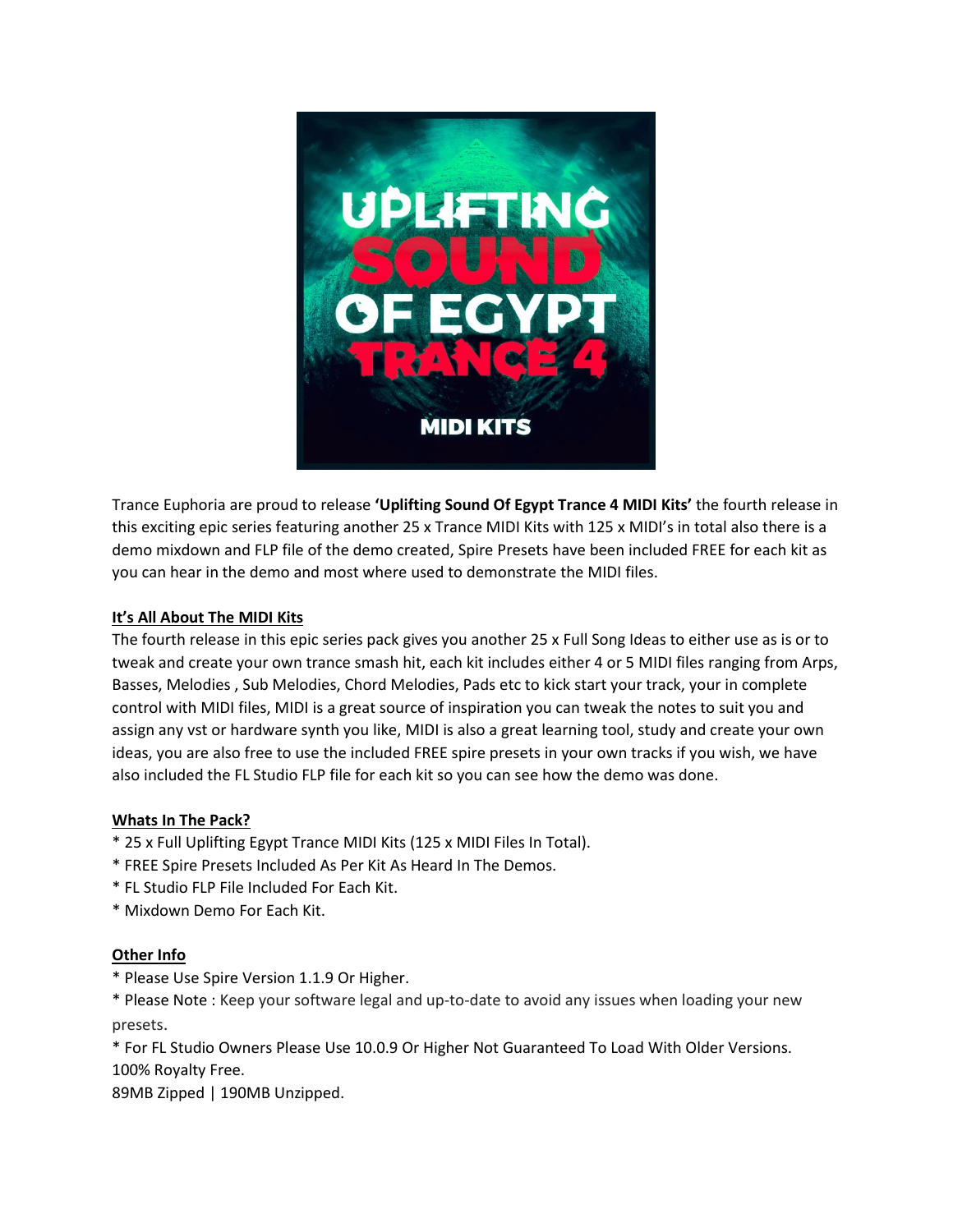Trance Euphoria are proud to release **'Uplifting Sound Of Egypt Trance 4 MIDI Kits'** the fourth release in this exciting epic series featuring another 25 x Trance MIDI Kits with 125 x MIDI's in total also there is a demo mixdown and FLP file of the demo created, Spire Presets have been included FREE for each kit as you can hear in the demo and most where used to demonstrate the MIDI files.

**It's All About The MIDI Kits**

The fourth release in this epic series pack gives you another 25 x Full Song Ideas to either use as is or to tweak and create your own trance smash hit, each kit includes either 4 or 5 MIDI files ranging from Arps, Basses, Melodies , Sub Melodies, Chord Melodies, Pads etc to kick start your track, your in complete control with MIDI files, MIDI is a great source of inspiration you can tweak the notes to suit you and assign any vst or hardware synth you like, MIDI is also a great learning tool, study and create your own ideas, you are also free to use the included FREE spire presets in your own tracks if you wish, we have also included the FL Studio FLP file for each kit so you can see how the demo was done.

**Whats In The Pack?**

* 25 x Full Uplifting Egypt Trance MIDI Kits (125 x MIDI Files In Total).
* FREE Spire Presets Included As Per Kit As Heard In The Demos.
* FL Studio FLP File Included For Each Kit.
* Mixdown Demo For Each Kit.

**Other Info**

* Please Use Spire Version 1.1.9 Or Higher.
* Please Note : Keep your software legal and up-to-date to avoid any issues when loading your new presets.
* For FL Studio Owners Please Use 10.0.9 Or Higher Not Guaranteed To Load With Older Versions.

100% Royalty Free.

89MB Zipped | 190MB Unzipped.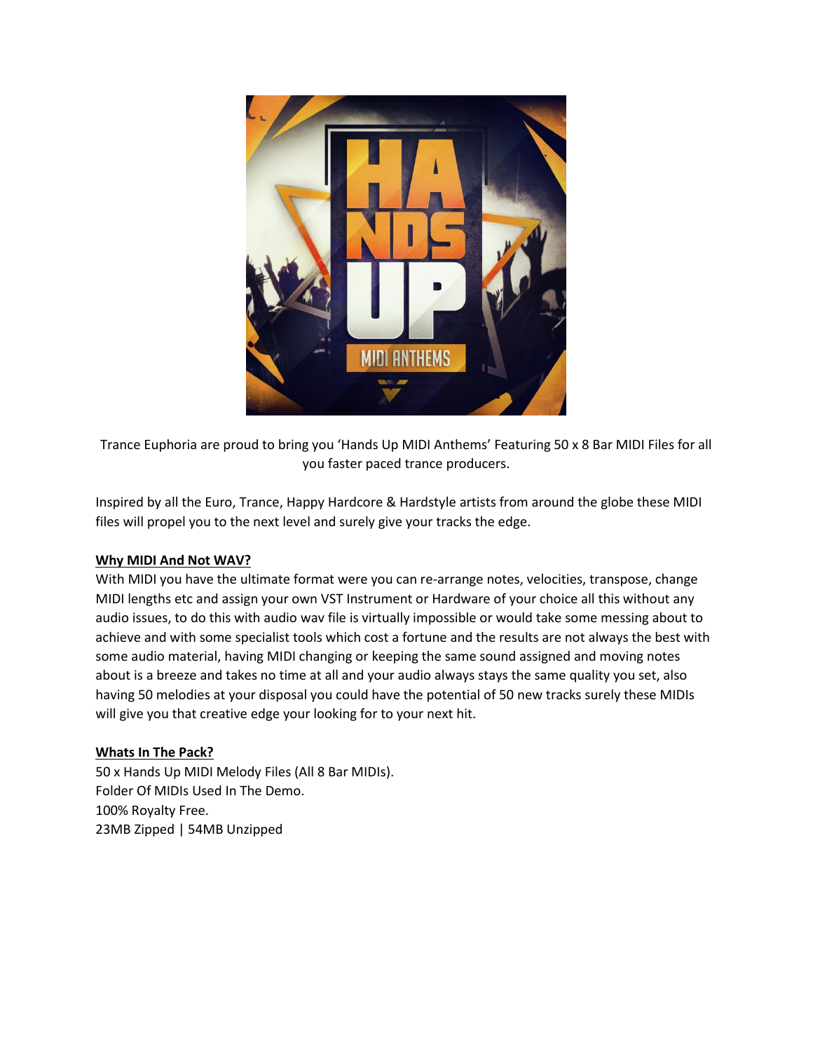Trance Euphoria are proud to bring you 'Hands Up MIDI Anthems' Featuring 50 x 8 Bar MIDI Files for all you faster paced trance producers.

Inspired by all the Euro, Trance, Happy Hardcore & Hardstyle artists from around the globe these MIDI files will propel you to the next level and surely give your tracks the edge.

**Why MIDI And Not WAV?**

With MIDI you have the ultimate format were you can re-arrange notes, velocities, transpose, change MIDI lengths etc and assign your own VST Instrument or Hardware of your choice all this without any audio issues, to do this with audio wav file is virtually impossible or would take some messing about to achieve and with some specialist tools which cost a fortune and the results are not always the best with some audio material, having MIDI changing or keeping the same sound assigned and moving notes about is a breeze and takes no time at all and your audio always stays the same quality you set, also having 50 melodies at your disposal you could have the potential of 50 new tracks surely these MIDIs will give you that creative edge your looking for to your next hit.

**Whats In The Pack?**

50 x Hands Up MIDI Melody Files (All 8 Bar MIDIs).
Folder Of MIDIs Used In The Demo.
100% Royalty Free.
23MB Zipped | 54MB Unzipped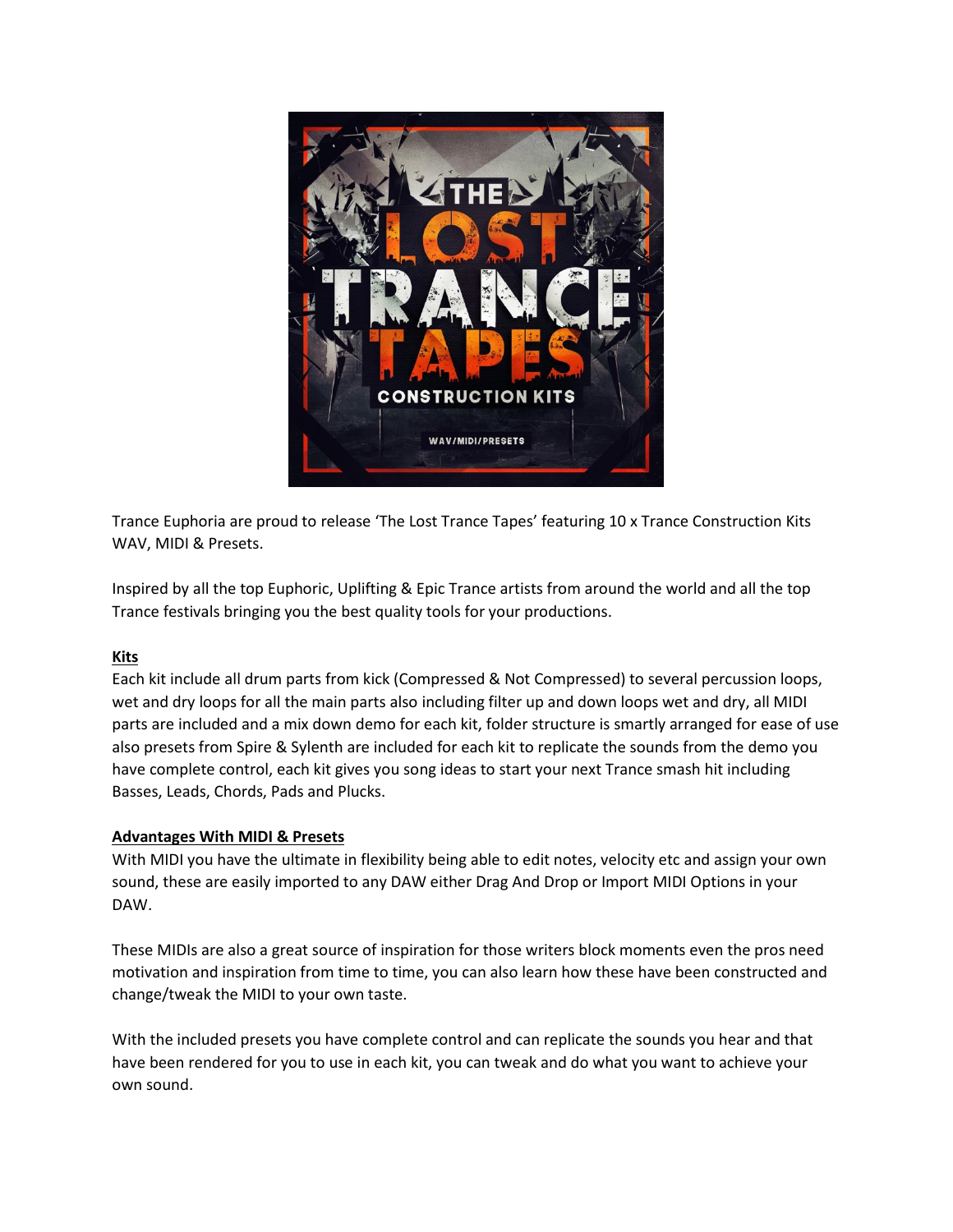Trance Euphoria are proud to release 'The Lost Trance Tapes' featuring 10 x Trance Construction Kits WAV, MIDI & Presets.

Inspired by all the top Euphoric, Uplifting & Epic Trance artists from around the world and all the top Trance festivals bringing you the best quality tools for your productions.

**Kits**

Each kit include all drum parts from kick (Compressed & Not Compressed) to several percussion loops, wet and dry loops for all the main parts also including filter up and down loops wet and dry, all MIDI parts are included and a mix down demo for each kit, folder structure is smartly arranged for ease of use also presets from Spire & Sylenth are included for each kit to replicate the sounds from the demo you have complete control, each kit gives you song ideas to start your next Trance smash hit including Basses, Leads, Chords, Pads and Plucks.

**Advantages With MIDI & Presets**

With MIDI you have the ultimate in flexibility being able to edit notes, velocity etc and assign your own sound, these are easily imported to any DAW either Drag And Drop or Import MIDI Options in your DAW.

These MIDIs are also a great source of inspiration for those writers block moments even the pros need motivation and inspiration from time to time, you can also learn how these have been constructed and change/tweak the MIDI to your own taste.

With the included presets you have complete control and can replicate the sounds you hear and that have been rendered for you to use in each kit, you can tweak and do what you want to achieve your own sound.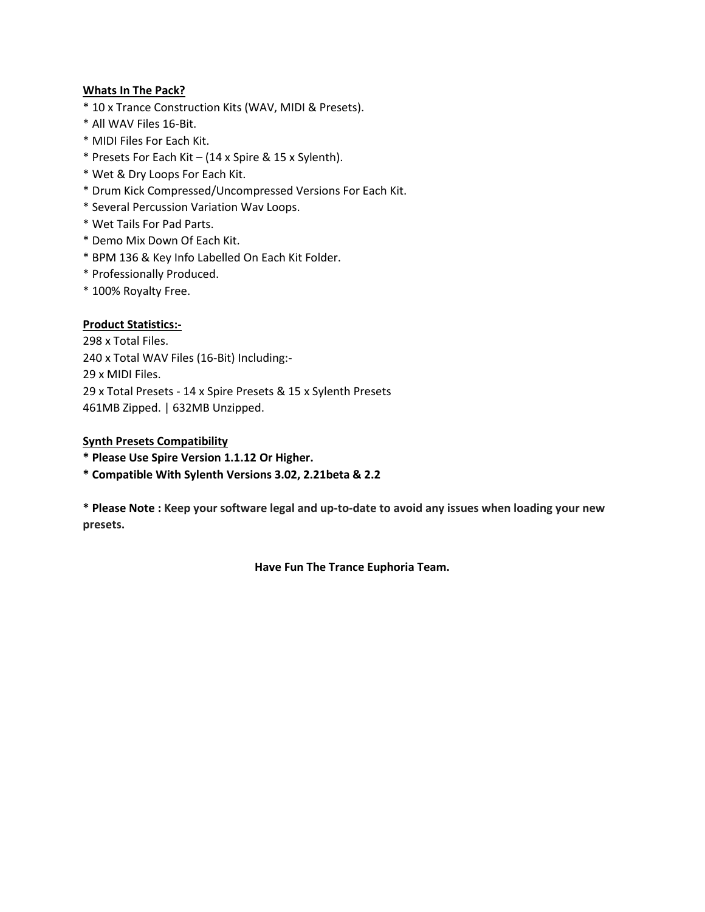**<u>Whats In The Pack?</u>**

* 10 x Trance Construction Kits (WAV, MIDI & Presets).
* All WAV Files 16-Bit.
* MIDI Files For Each Kit.
* Presets For Each Kit – (14 x Spire & 15 x Sylenth).
* Wet & Dry Loops For Each Kit.
* Drum Kick Compressed/Uncompressed Versions For Each Kit.
* Several Percussion Variation Wav Loops.
* Wet Tails For Pad Parts.
* Demo Mix Down Of Each Kit.
* BPM 136 & Key Info Labelled On Each Kit Folder.
* Professionally Produced.
* 100% Royalty Free.

**<u>Product Statistics:-</u>**

298 x Total Files.
240 x Total WAV Files (16-Bit) Including:-
29 x MIDI Files.
29 x Total Presets - 14 x Spire Presets & 15 x Sylenth Presets
461MB Zipped. | 632MB Unzipped.

**<u>Synth Presets Compatibility</u>**

**\* Please Use Spire Version 1.1.12 Or Higher.**
**\* Compatible With Sylenth Versions 3.02, 2.21beta & 2.2**

**\* Please Note : Keep your software legal and up-to-date to avoid any issues when loading your new presets.**

**Have Fun The Trance Euphoria Team.**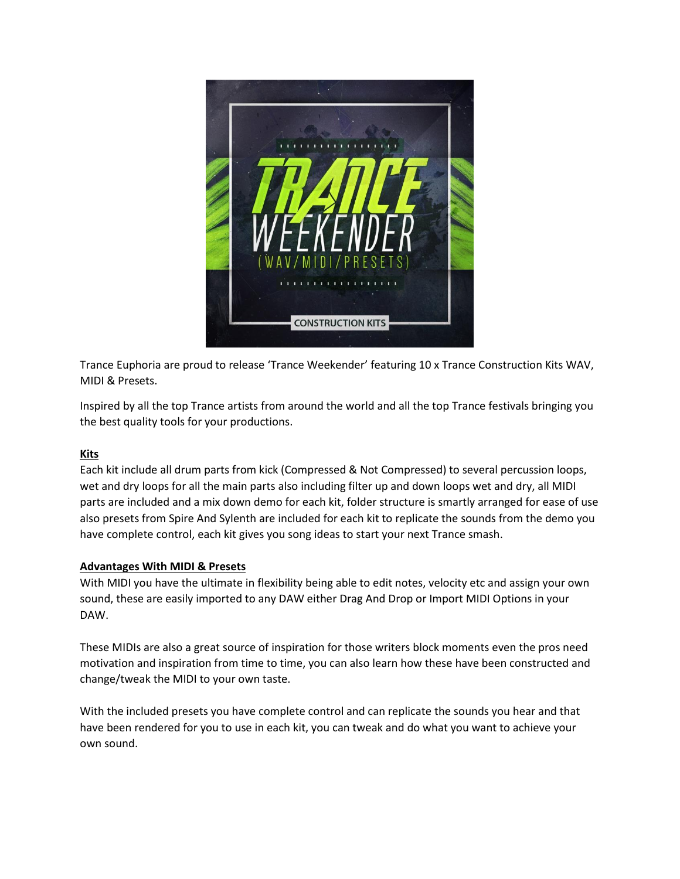Trance Euphoria are proud to release 'Trance Weekender' featuring 10 x Trance Construction Kits WAV, MIDI & Presets.

Inspired by all the top Trance artists from around the world and all the top Trance festivals bringing you the best quality tools for your productions.

**Kits**

Each kit include all drum parts from kick (Compressed & Not Compressed) to several percussion loops, wet and dry loops for all the main parts also including filter up and down loops wet and dry, all MIDI parts are included and a mix down demo for each kit, folder structure is smartly arranged for ease of use also presets from Spire And Sylenth are included for each kit to replicate the sounds from the demo you have complete control, each kit gives you song ideas to start your next Trance smash.

**Advantages With MIDI & Presets**

With MIDI you have the ultimate in flexibility being able to edit notes, velocity etc and assign your own sound, these are easily imported to any DAW either Drag And Drop or Import MIDI Options in your DAW.

These MIDIs are also a great source of inspiration for those writers block moments even the pros need motivation and inspiration from time to time, you can also learn how these have been constructed and change/tweak the MIDI to your own taste.

With the included presets you have complete control and can replicate the sounds you hear and that have been rendered for you to use in each kit, you can tweak and do what you want to achieve your own sound.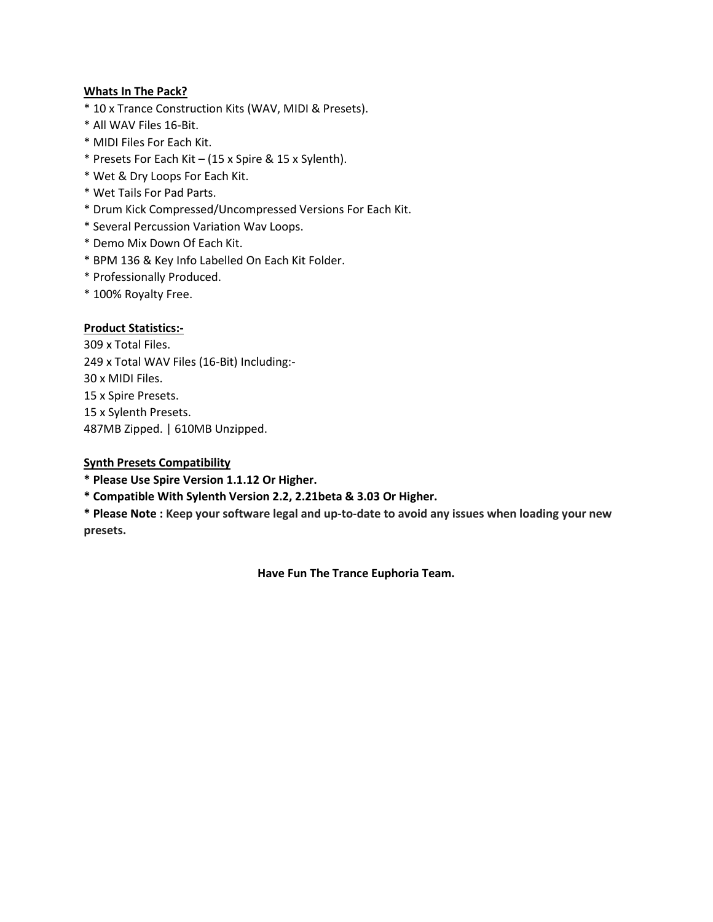**Whats In The Pack?**

* 10 x Trance Construction Kits (WAV, MIDI & Presets).
* All WAV Files 16-Bit.
* MIDI Files For Each Kit.
* Presets For Each Kit – (15 x Spire & 15 x Sylenth).
* Wet & Dry Loops For Each Kit.
* Wet Tails For Pad Parts.
* Drum Kick Compressed/Uncompressed Versions For Each Kit.
* Several Percussion Variation Wav Loops.
* Demo Mix Down Of Each Kit.
* BPM 136 & Key Info Labelled On Each Kit Folder.
* Professionally Produced.
* 100% Royalty Free.

**Product Statistics:-**

309 x Total Files.
249 x Total WAV Files (16-Bit) Including:-
30 x MIDI Files.
15 x Spire Presets.
15 x Sylenth Presets.
487MB Zipped. | 610MB Unzipped.

**Synth Presets Compatibility**

**\* Please Use Spire Version 1.1.12 Or Higher.**

**\* Compatible With Sylenth Version 2.2, 2.21beta & 3.03 Or Higher.**

**\* Please Note : Keep your software legal and up-to-date to avoid any issues when loading your new presets.**

**Have Fun The Trance Euphoria Team.**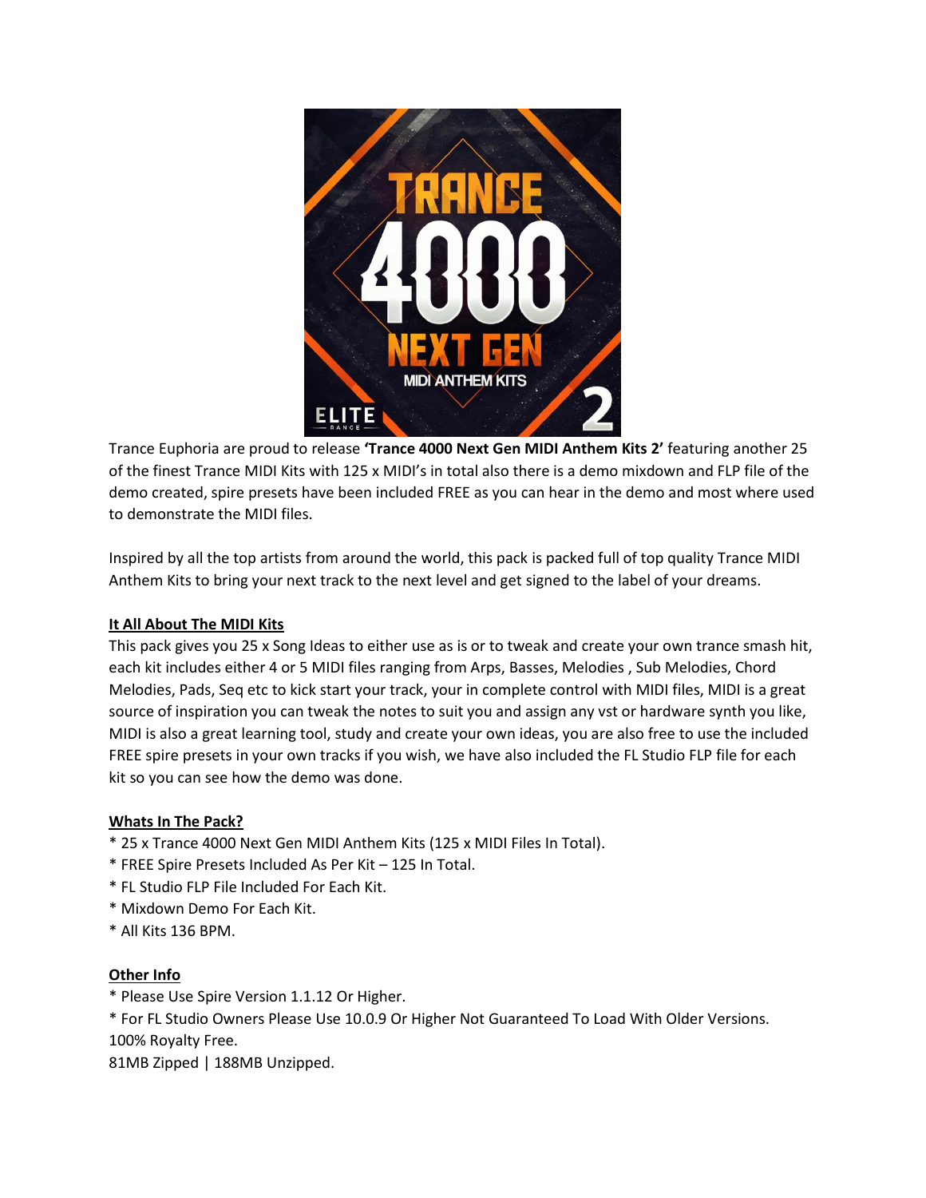Trance Euphoria are proud to release **'Trance 4000 Next Gen MIDI Anthem Kits 2'** featuring another 25 of the finest Trance MIDI Kits with 125 x MIDI's in total also there is a demo mixdown and FLP file of the demo created, spire presets have been included FREE as you can hear in the demo and most where used to demonstrate the MIDI files.

Inspired by all the top artists from around the world, this pack is packed full of top quality Trance MIDI Anthem Kits to bring your next track to the next level and get signed to the label of your dreams.

**It All About The MIDI Kits**

This pack gives you 25 x Song Ideas to either use as is or to tweak and create your own trance smash hit, each kit includes either 4 or 5 MIDI files ranging from Arps, Basses, Melodies , Sub Melodies, Chord Melodies, Pads, Seq etc to kick start your track, your in complete control with MIDI files, MIDI is a great source of inspiration you can tweak the notes to suit you and assign any vst or hardware synth you like, MIDI is also a great learning tool, study and create your own ideas, you are also free to use the included FREE spire presets in your own tracks if you wish, we have also included the FL Studio FLP file for each kit so you can see how the demo was done.

**Whats In The Pack?**

* 25 x Trance 4000 Next Gen MIDI Anthem Kits (125 x MIDI Files In Total).
* FREE Spire Presets Included As Per Kit – 125 In Total.
* FL Studio FLP File Included For Each Kit.
* Mixdown Demo For Each Kit.
* All Kits 136 BPM.

**Other Info**

* Please Use Spire Version 1.1.12 Or Higher.
* For FL Studio Owners Please Use 10.0.9 Or Higher Not Guaranteed To Load With Older Versions.

100% Royalty Free.

81MB Zipped | 188MB Unzipped.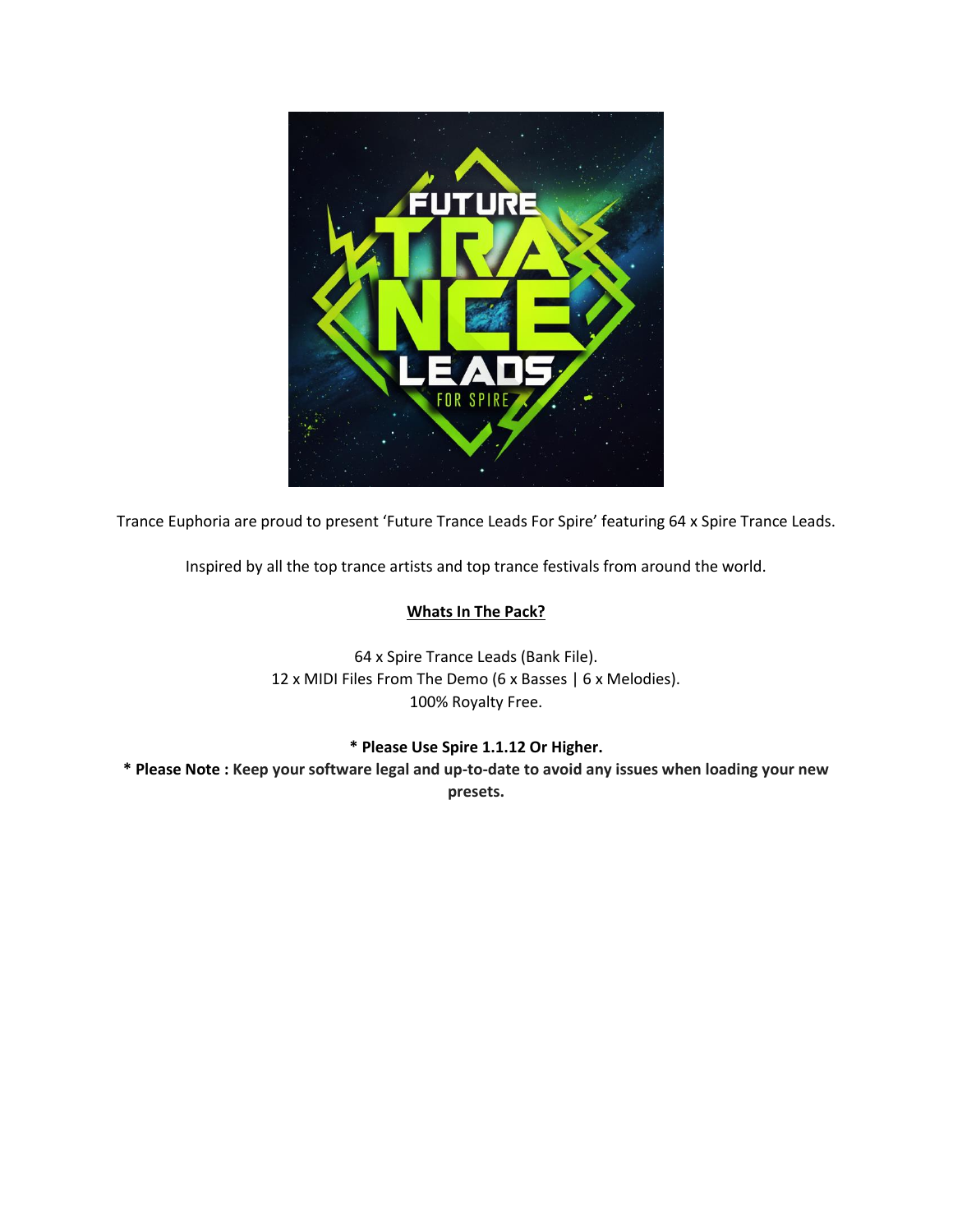Trance Euphoria are proud to present 'Future Trance Leads For Spire' featuring 64 x Spire Trance Leads.

Inspired by all the top trance artists and top trance festivals from around the world.

**<u>Whats In The Pack?</u>**

64 x Spire Trance Leads (Bank File).
12 x MIDI Files From The Demo (6 x Basses | 6 x Melodies).
100% Royalty Free.

**\* Please Use Spire 1.1.12 Or Higher.**

**\* Please Note : Keep your software legal and up-to-date to avoid any issues when loading your new presets.**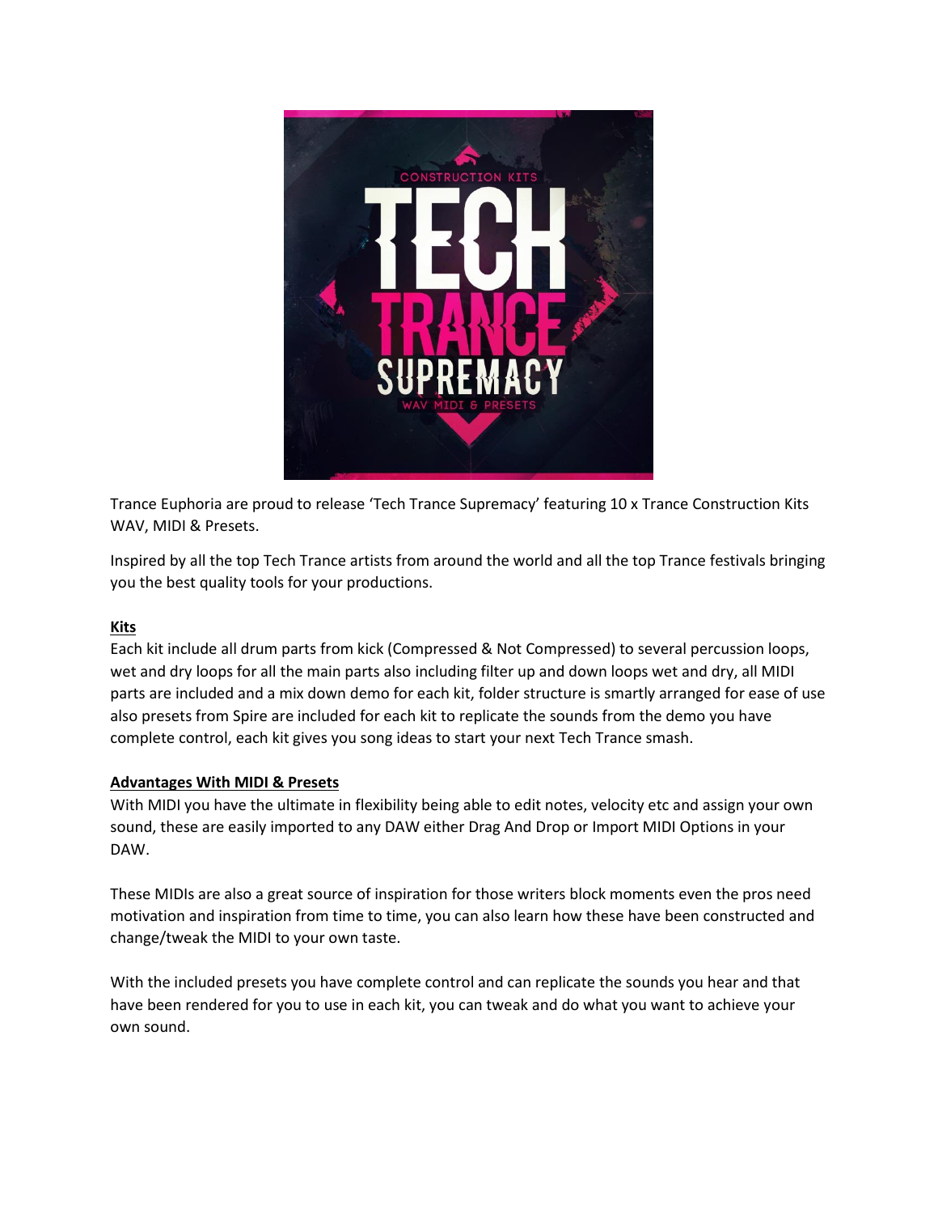Trance Euphoria are proud to release 'Tech Trance Supremacy' featuring 10 x Trance Construction Kits WAV, MIDI & Presets.

Inspired by all the top Tech Trance artists from around the world and all the top Trance festivals bringing you the best quality tools for your productions.

**Kits**

Each kit include all drum parts from kick (Compressed & Not Compressed) to several percussion loops, wet and dry loops for all the main parts also including filter up and down loops wet and dry, all MIDI parts are included and a mix down demo for each kit, folder structure is smartly arranged for ease of use also presets from Spire are included for each kit to replicate the sounds from the demo you have complete control, each kit gives you song ideas to start your next Tech Trance smash.

**Advantages With MIDI & Presets**

With MIDI you have the ultimate in flexibility being able to edit notes, velocity etc and assign your own sound, these are easily imported to any DAW either Drag And Drop or Import MIDI Options in your DAW.

These MIDIs are also a great source of inspiration for those writers block moments even the pros need motivation and inspiration from time to time, you can also learn how these have been constructed and change/tweak the MIDI to your own taste.

With the included presets you have complete control and can replicate the sounds you hear and that have been rendered for you to use in each kit, you can tweak and do what you want to achieve your own sound.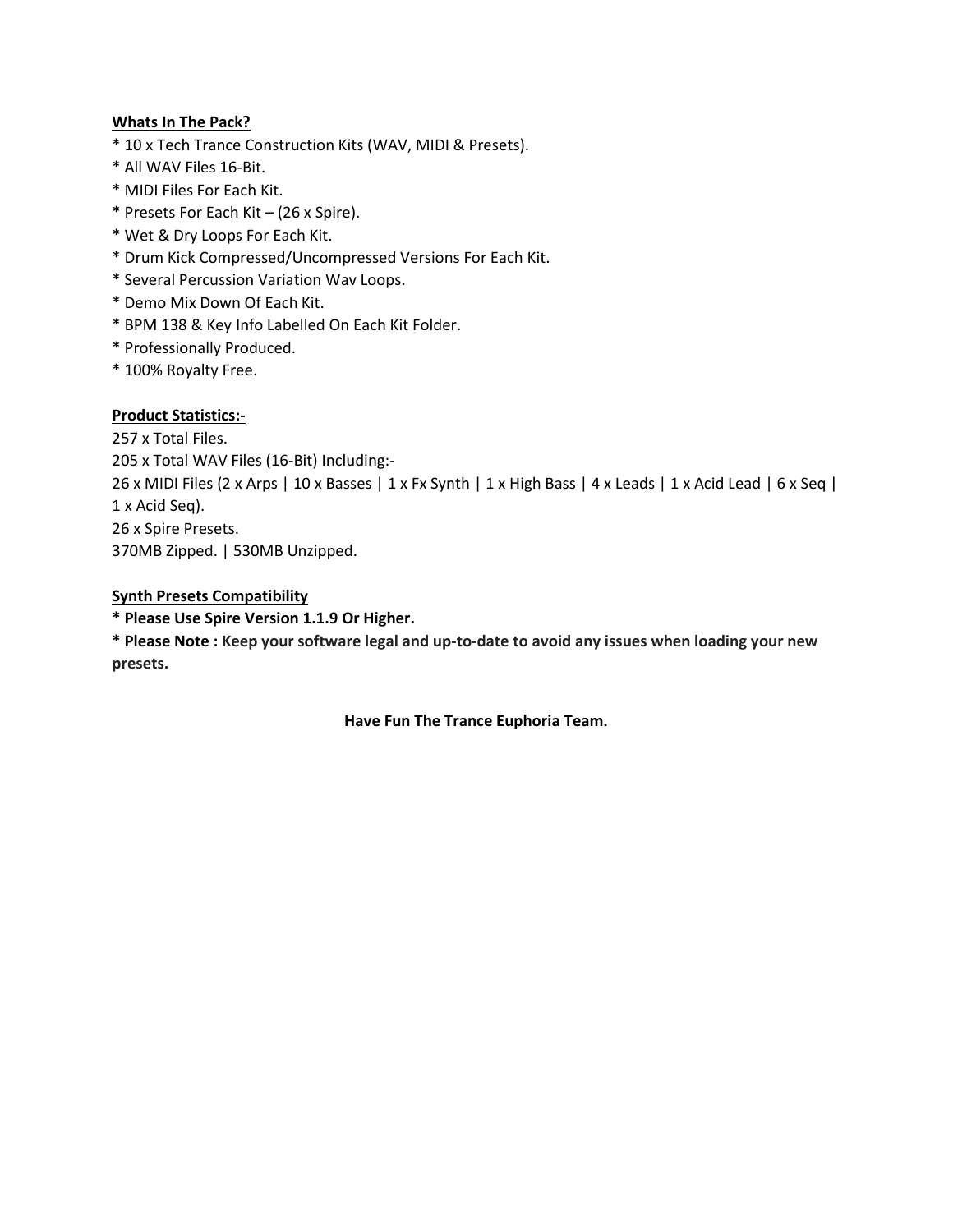**Whats In The Pack?**

* 10 x Tech Trance Construction Kits (WAV, MIDI & Presets).
* All WAV Files 16-Bit.
* MIDI Files For Each Kit.
* Presets For Each Kit – (26 x Spire).
* Wet & Dry Loops For Each Kit.
* Drum Kick Compressed/Uncompressed Versions For Each Kit.
* Several Percussion Variation Wav Loops.
* Demo Mix Down Of Each Kit.
* BPM 138 & Key Info Labelled On Each Kit Folder.
* Professionally Produced.
* 100% Royalty Free.

**Product Statistics:-**

257 x Total Files.
205 x Total WAV Files (16-Bit) Including:-
26 x MIDI Files (2 x Arps | 10 x Basses | 1 x Fx Synth | 1 x High Bass | 4 x Leads | 1 x Acid Lead | 6 x Seq | 1 x Acid Seq).
26 x Spire Presets.
370MB Zipped. | 530MB Unzipped.

**Synth Presets Compatibility**

**\* Please Use Spire Version 1.1.9 Or Higher.**
**\* Please Note : Keep your software legal and up-to-date to avoid any issues when loading your new presets.**

**Have Fun The Trance Euphoria Team.**